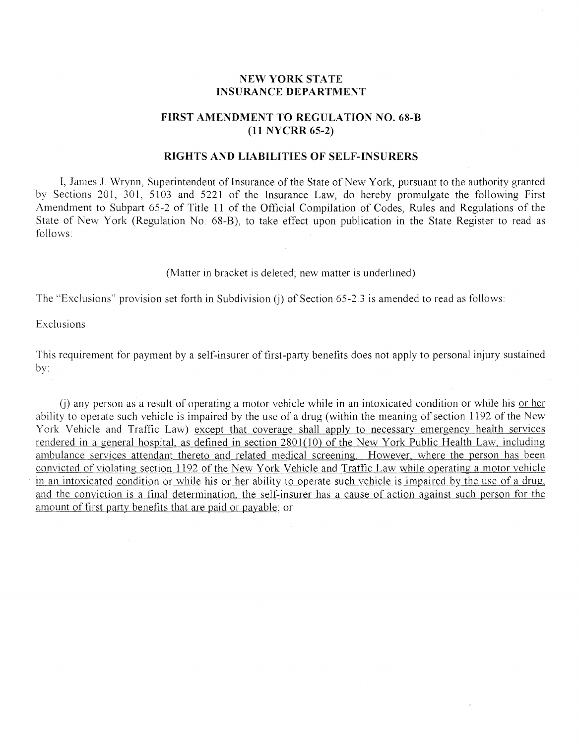**NEW YORK STATE**
**INSURANCE DEPARTMENT**

# FIRST AMENDMENT TO REGULATION NO. 68-B
## (11 NYCRR 65-2)

## RIGHTS AND LIABILITIES OF SELF-INSURERS

I, James J. Wrynn, Superintendent of Insurance of the State of New York, pursuant to the authority granted by Sections 201, 301, 5103 and 5221 of the Insurance Law, do hereby promulgate the following First Amendment to Subpart 65-2 of Title 11 of the Official Compilation of Codes, Rules and Regulations of the State of New York (Regulation No. 68-B), to take effect upon publication in the State Register to read as follows:

(Matter in bracket is deleted; new matter is underlined)

The "Exclusions" provision set forth in Subdivision (j) of Section 65-2.3 is amended to read as follows:

Exclusions

This requirement for payment by a self-insurer of first-party benefits does not apply to personal injury sustained by:

(j) any person as a result of operating a motor vehicle while in an intoxicated condition or while his <u>or her</u> ability to operate such vehicle is impaired by the use of a drug (within the meaning of section 1192 of the New York Vehicle and Traffic Law) <u>except that coverage shall apply to necessary emergency health services rendered in a general hospital, as defined in section 2801(10) of the New York Public Health Law, including ambulance services attendant thereto and related medical screening. However, where the person has been convicted of violating section 1192 of the New York Vehicle and Traffic Law while operating a motor vehicle in an intoxicated condition or while his or her ability to operate such vehicle is impaired by the use of a drug, and the conviction is a final determination, the self-insurer has a cause of action against such person for the amount of first party benefits that are paid or payable</u>; or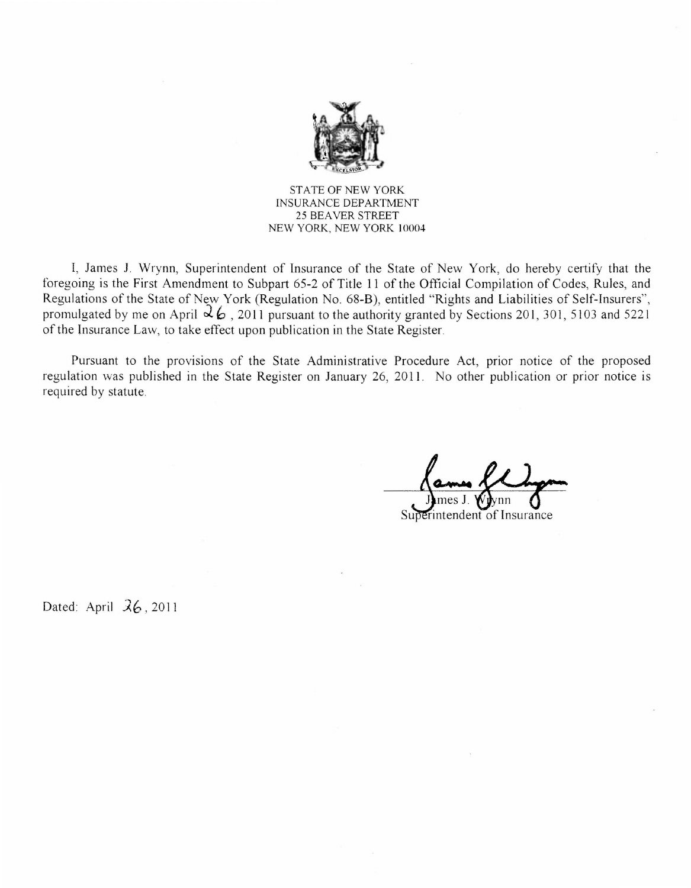STATE OF NEW YORK
INSURANCE DEPARTMENT
25 BEAVER STREET
NEW YORK, NEW YORK 10004

I, James J. Wrynn, Superintendent of Insurance of the State of New York, do hereby certify that the foregoing is the First Amendment to Subpart 65-2 of Title 11 of the Official Compilation of Codes, Rules, and Regulations of the State of New York (Regulation No. 68-B), entitled "Rights and Liabilities of Self-Insurers", promulgated by me on April 26, 2011 pursuant to the authority granted by Sections 201, 301, 5103 and 5221 of the Insurance Law, to take effect upon publication in the State Register.

Pursuant to the provisions of the State Administrative Procedure Act, prior notice of the proposed regulation was published in the State Register on January 26, 2011. No other publication or prior notice is required by statute.

James J. Wrynn
Superintendent of Insurance

Dated: April 26, 2011